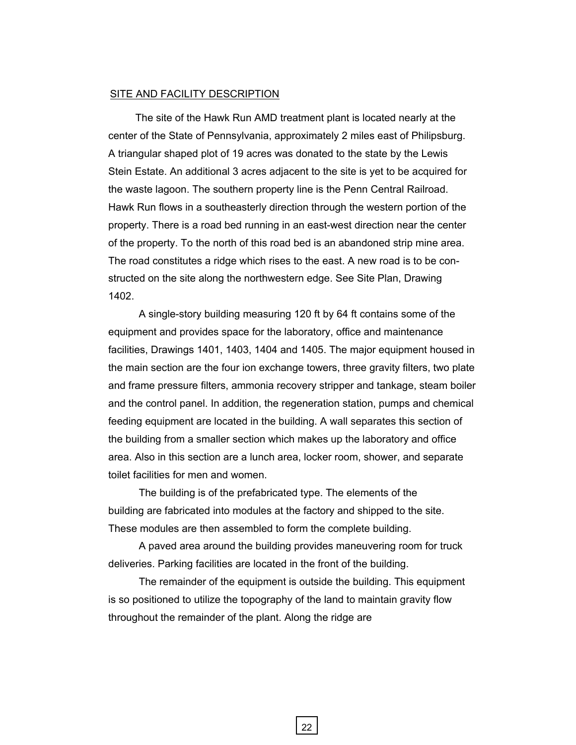## SITE AND FACILITY DESCRIPTION

The site of the Hawk Run AMD treatment plant is located nearly at the center of the State of Pennsylvania, approximately 2 miles east of Philipsburg. A triangular shaped plot of 19 acres was donated to the state by the Lewis Stein Estate. An additional 3 acres adjacent to the site is yet to be acquired for the waste lagoon. The southern property line is the Penn Central Railroad. Hawk Run flows in a southeasterly direction through the western portion of the property. There is a road bed running in an east-west direction near the center of the property. To the north of this road bed is an abandoned strip mine area. The road constitutes a ridge which rises to the east. A new road is to be constructed on the site along the northwestern edge. See Site Plan, Drawing 1402.

A single-story building measuring 120 ft by 64 ft contains some of the equipment and provides space for the laboratory, office and maintenance facilities, Drawings 1401, 1403, 1404 and 1405. The major equipment housed in the main section are the four ion exchange towers, three gravity filters, two plate and frame pressure filters, ammonia recovery stripper and tankage, steam boiler and the control panel. In addition, the regeneration station, pumps and chemical feeding equipment are located in the building. A wall separates this section of the building from a smaller section which makes up the laboratory and office area. Also in this section are a lunch area, locker room, shower, and separate toilet facilities for men and women.

The building is of the prefabricated type. The elements of the building are fabricated into modules at the factory and shipped to the site. These modules are then assembled to form the complete building.

A paved area around the building provides maneuvering room for truck deliveries. Parking facilities are located in the front of the building.

The remainder of the equipment is outside the building. This equipment is so positioned to utilize the topography of the land to maintain gravity flow throughout the remainder of the plant. Along the ridge are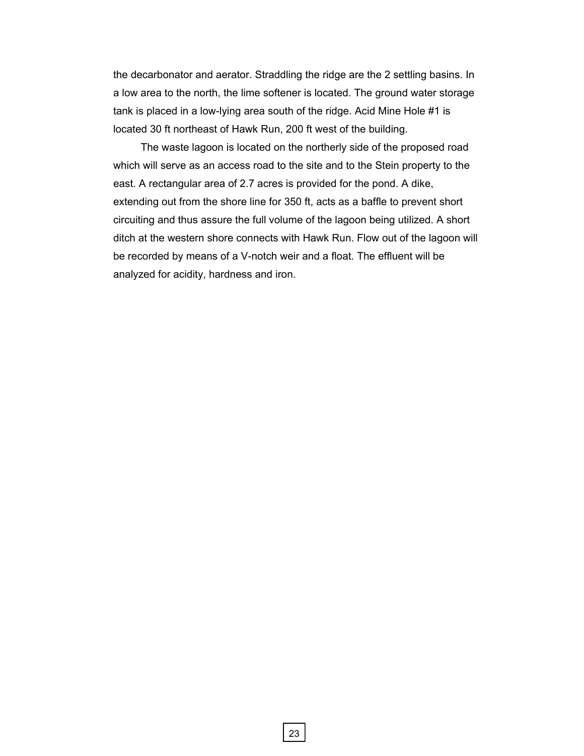the decarbonator and aerator. Straddling the ridge are the 2 settling basins. In a low area to the north, the lime softener is located. The ground water storage tank is placed in a low-lying area south of the ridge. Acid Mine Hole #1 is located 30 ft northeast of Hawk Run, 200 ft west of the building.

The waste lagoon is located on the northerly side of the proposed road which will serve as an access road to the site and to the Stein property to the east. A rectangular area of 2.7 acres is provided for the pond. A dike, extending out from the shore line for 350 ft, acts as a baffle to prevent short circuiting and thus assure the full volume of the lagoon being utilized. A short ditch at the western shore connects with Hawk Run. Flow out of the lagoon will be recorded by means of a V-notch weir and a float. The effluent will be analyzed for acidity, hardness and iron.